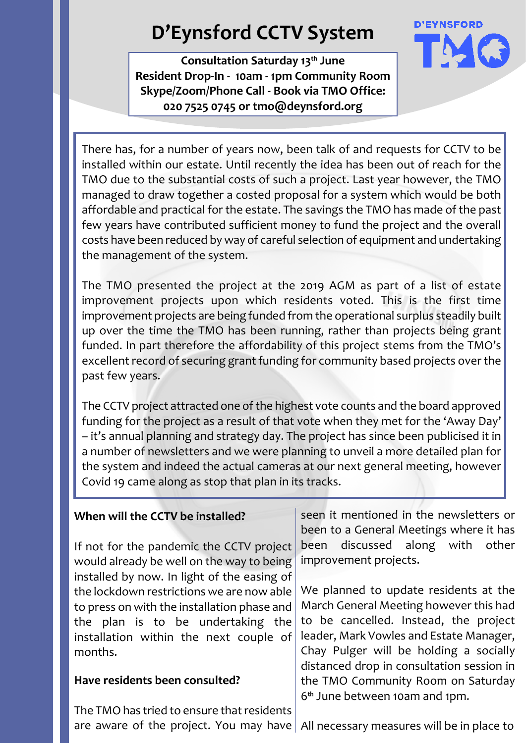# D'Eynsford CCTV System

**Consultation Saturday 13th June**
**Resident Drop-In - 10am - 1pm Community Room**
**Skype/Zoom/Phone Call - Book via TMO Office:**
**020 7525 0745 or tmo@deynsford.org**

D'EYNSFORD TMO

There has, for a number of years now, been talk of and requests for CCTV to be installed within our estate. Until recently the idea has been out of reach for the TMO due to the substantial costs of such a project. Last year however, the TMO managed to draw together a costed proposal for a system which would be both affordable and practical for the estate. The savings the TMO has made of the past few years have contributed sufficient money to fund the project and the overall costs have been reduced by way of careful selection of equipment and undertaking the management of the system.

The TMO presented the project at the 2019 AGM as part of a list of estate improvement projects upon which residents voted. This is the first time improvement projects are being funded from the operational surplus steadily built up over the time the TMO has been running, rather than projects being grant funded. In part therefore the affordability of this project stems from the TMO's excellent record of securing grant funding for community based projects over the past few years.

The CCTV project attracted one of the highest vote counts and the board approved funding for the project as a result of that vote when they met for the 'Away Day' – it's annual planning and strategy day. The project has since been publicised it in a number of newsletters and we were planning to unveil a more detailed plan for the system and indeed the actual cameras at our next general meeting, however Covid 19 came along as stop that plan in its tracks.

**When will the CCTV be installed?**

If not for the pandemic the CCTV project would already be well on the way to being installed by now. In light of the easing of the lockdown restrictions we are now able to press on with the installation phase and the plan is to be undertaking the installation within the next couple of months.

**Have residents been consulted?**

The TMO has tried to ensure that residents are aware of the project. You may have seen it mentioned in the newsletters or been to a General Meetings where it has been discussed along with other improvement projects.

We planned to update residents at the March General Meeting however this had to be cancelled. Instead, the project leader, Mark Vowles and Estate Manager, Chay Pulger will be holding a socially distanced drop in consultation session in the TMO Community Room on Saturday 6th June between 10am and 1pm.

All necessary measures will be in place to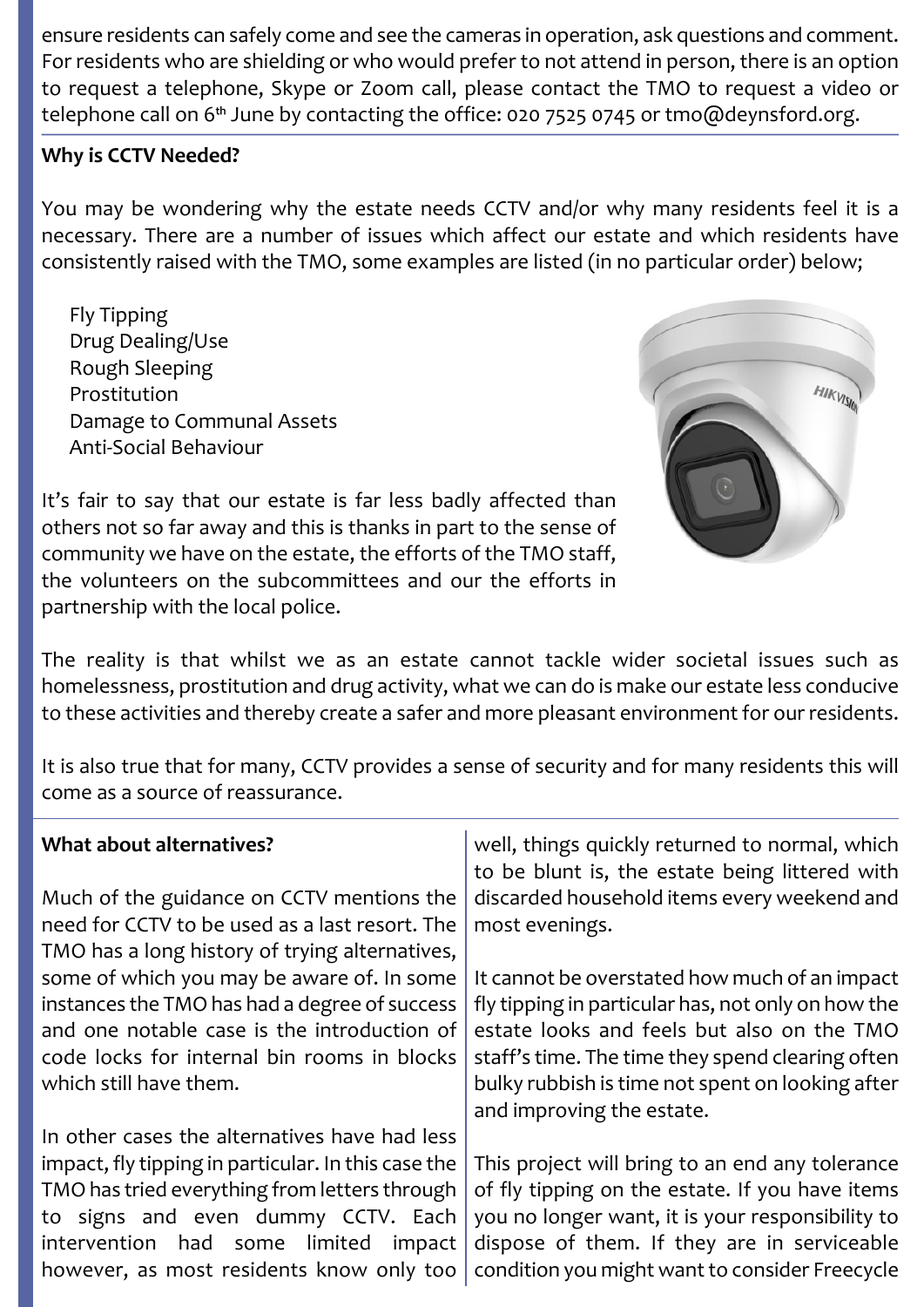ensure residents can safely come and see the cameras in operation, ask questions and comment. For residents who are shielding or who would prefer to not attend in person, there is an option to request a telephone, Skype or Zoom call, please contact the TMO to request a video or telephone call on 6th June by contacting the office: 020 7525 0745 or tmo@deynsford.org.

**Why is CCTV Needed?**

You may be wondering why the estate needs CCTV and/or why many residents feel it is a necessary. There are a number of issues which affect our estate and which residents have consistently raised with the TMO, some examples are listed (in no particular order) below;

- Fly Tipping
- Drug Dealing/Use
- Rough Sleeping
- Prostitution
- Damage to Communal Assets
- Anti-Social Behaviour

It's fair to say that our estate is far less badly affected than others not so far away and this is thanks in part to the sense of community we have on the estate, the efforts of the TMO staff, the volunteers on the subcommittees and our the efforts in partnership with the local police.

The reality is that whilst we as an estate cannot tackle wider societal issues such as homelessness, prostitution and drug activity, what we can do is make our estate less conducive to these activities and thereby create a safer and more pleasant environment for our residents.

It is also true that for many, CCTV provides a sense of security and for many residents this will come as a source of reassurance.

**What about alternatives?**

Much of the guidance on CCTV mentions the need for CCTV to be used as a last resort. The TMO has a long history of trying alternatives, some of which you may be aware of. In some instances the TMO has had a degree of success and one notable case is the introduction of code locks for internal bin rooms in blocks which still have them.

In other cases the alternatives have had less impact, fly tipping in particular. In this case the TMO has tried everything from letters through to signs and even dummy CCTV. Each intervention had some limited impact however, as most residents know only too well, things quickly returned to normal, which to be blunt is, the estate being littered with discarded household items every weekend and most evenings.

It cannot be overstated how much of an impact fly tipping in particular has, not only on how the estate looks and feels but also on the TMO staff's time. The time they spend clearing often bulky rubbish is time not spent on looking after and improving the estate.

This project will bring to an end any tolerance of fly tipping on the estate. If you have items you no longer want, it is your responsibility to dispose of them. If they are in serviceable condition you might want to consider Freecycle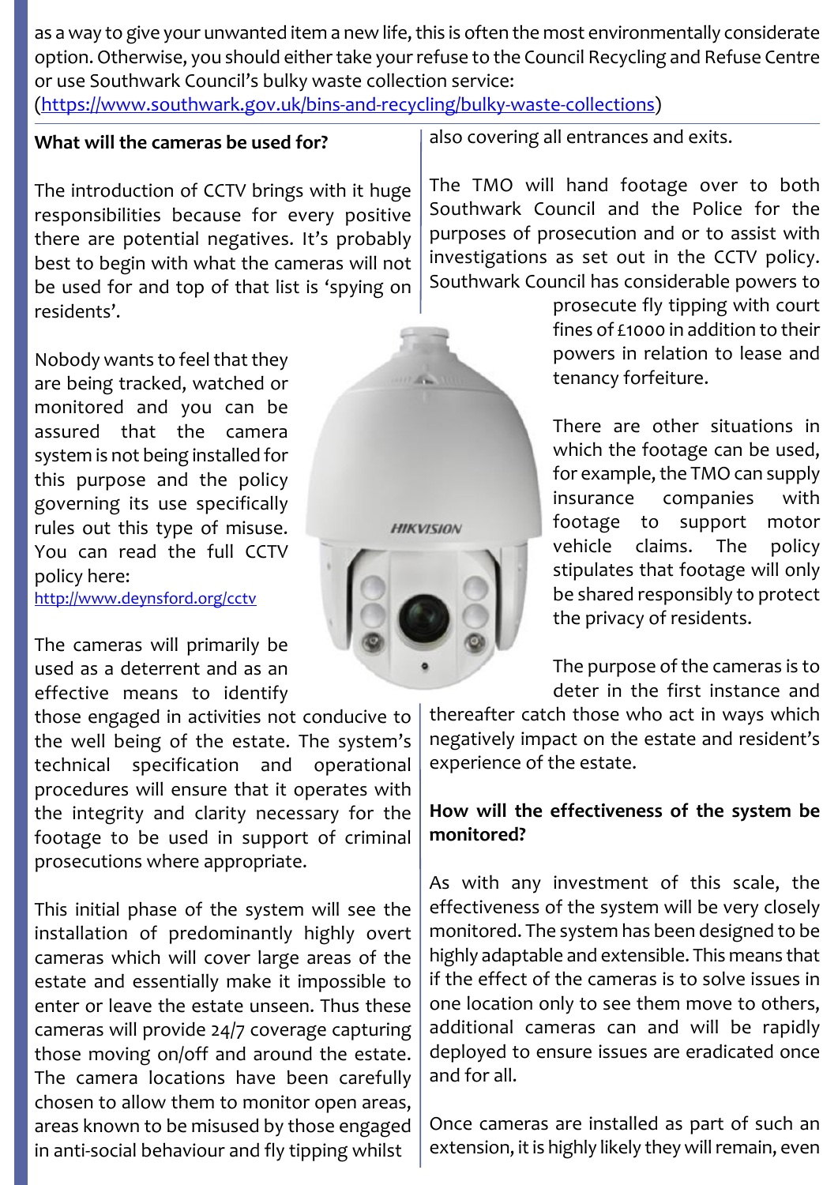as a way to give your unwanted item a new life, this is often the most environmentally considerate option. Otherwise, you should either take your refuse to the Council Recycling and Refuse Centre or use Southwark Council's bulky waste collection service: (https://www.southwark.gov.uk/bins-and-recycling/bulky-waste-collections)

**What will the cameras be used for?**

The introduction of CCTV brings with it huge responsibilities because for every positive there are potential negatives. It's probably best to begin with what the cameras will not be used for and top of that list is 'spying on residents'.

Nobody wants to feel that they are being tracked, watched or monitored and you can be assured that the camera system is not being installed for this purpose and the policy governing its use specifically rules out this type of misuse. You can read the full CCTV policy here: http://www.deynsford.org/cctv

The cameras will primarily be used as a deterrent and as an effective means to identify those engaged in activities not conducive to the well being of the estate. The system's technical specification and operational procedures will ensure that it operates with the integrity and clarity necessary for the footage to be used in support of criminal prosecutions where appropriate.

This initial phase of the system will see the installation of predominantly highly overt cameras which will cover large areas of the estate and essentially make it impossible to enter or leave the estate unseen. Thus these cameras will provide 24/7 coverage capturing those moving on/off and around the estate. The camera locations have been carefully chosen to allow them to monitor open areas, areas known to be misused by those engaged in anti-social behaviour and fly tipping whilst also covering all entrances and exits.

The TMO will hand footage over to both Southwark Council and the Police for the purposes of prosecution and or to assist with investigations as set out in the CCTV policy. Southwark Council has considerable powers to prosecute fly tipping with court fines of £1000 in addition to their powers in relation to lease and tenancy forfeiture.

There are other situations in which the footage can be used, for example, the TMO can supply insurance companies with footage to support motor vehicle claims. The policy stipulates that footage will only be shared responsibly to protect the privacy of residents.

The purpose of the cameras is to deter in the first instance and thereafter catch those who act in ways which negatively impact on the estate and resident's experience of the estate.

**How will the effectiveness of the system be monitored?**

As with any investment of this scale, the effectiveness of the system will be very closely monitored. The system has been designed to be highly adaptable and extensible. This means that if the effect of the cameras is to solve issues in one location only to see them move to others, additional cameras can and will be rapidly deployed to ensure issues are eradicated once and for all.

Once cameras are installed as part of such an extension, it is highly likely they will remain, even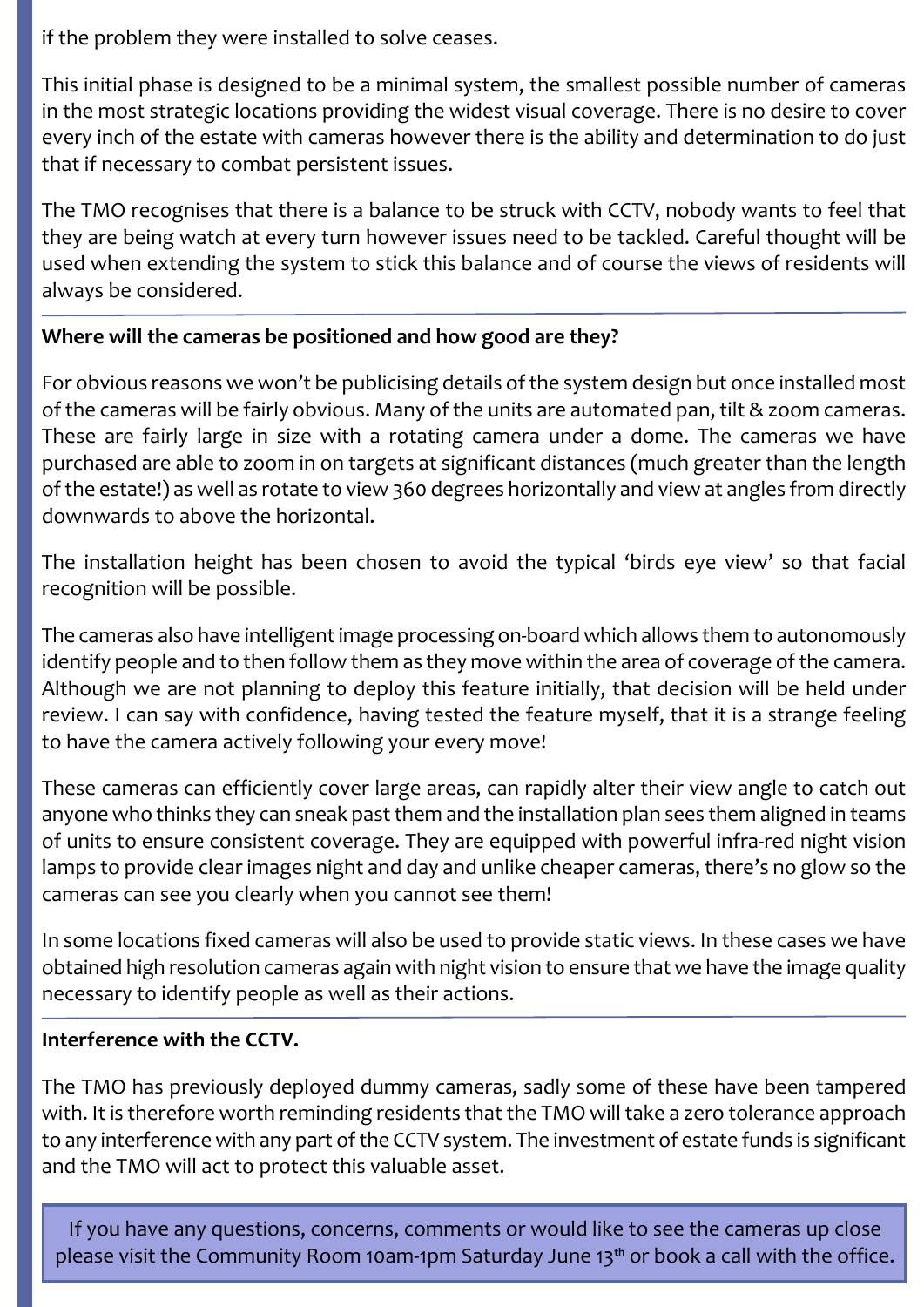if the problem they were installed to solve ceases.

This initial phase is designed to be a minimal system, the smallest possible number of cameras in the most strategic locations providing the widest visual coverage. There is no desire to cover every inch of the estate with cameras however there is the ability and determination to do just that if necessary to combat persistent issues.

The TMO recognises that there is a balance to be struck with CCTV, nobody wants to feel that they are being watch at every turn however issues need to be tackled. Careful thought will be used when extending the system to stick this balance and of course the views of residents will always be considered.

**Where will the cameras be positioned and how good are they?**

For obvious reasons we won't be publicising details of the system design but once installed most of the cameras will be fairly obvious. Many of the units are automated pan, tilt & zoom cameras. These are fairly large in size with a rotating camera under a dome. The cameras we have purchased are able to zoom in on targets at significant distances (much greater than the length of the estate!) as well as rotate to view 360 degrees horizontally and view at angles from directly downwards to above the horizontal.

The installation height has been chosen to avoid the typical 'birds eye view' so that facial recognition will be possible.

The cameras also have intelligent image processing on-board which allows them to autonomously identify people and to then follow them as they move within the area of coverage of the camera. Although we are not planning to deploy this feature initially, that decision will be held under review. I can say with confidence, having tested the feature myself, that it is a strange feeling to have the camera actively following your every move!

These cameras can efficiently cover large areas, can rapidly alter their view angle to catch out anyone who thinks they can sneak past them and the installation plan sees them aligned in teams of units to ensure consistent coverage. They are equipped with powerful infra-red night vision lamps to provide clear images night and day and unlike cheaper cameras, there's no glow so the cameras can see you clearly when you cannot see them!

In some locations fixed cameras will also be used to provide static views. In these cases we have obtained high resolution cameras again with night vision to ensure that we have the image quality necessary to identify people as well as their actions.

**Interference with the CCTV.**

The TMO has previously deployed dummy cameras, sadly some of these have been tampered with. It is therefore worth reminding residents that the TMO will take a zero tolerance approach to any interference with any part of the CCTV system. The investment of estate funds is significant and the TMO will act to protect this valuable asset.

If you have any questions, concerns, comments or would like to see the cameras up close please visit the Community Room 10am-1pm Saturday June 13th or book a call with the office.